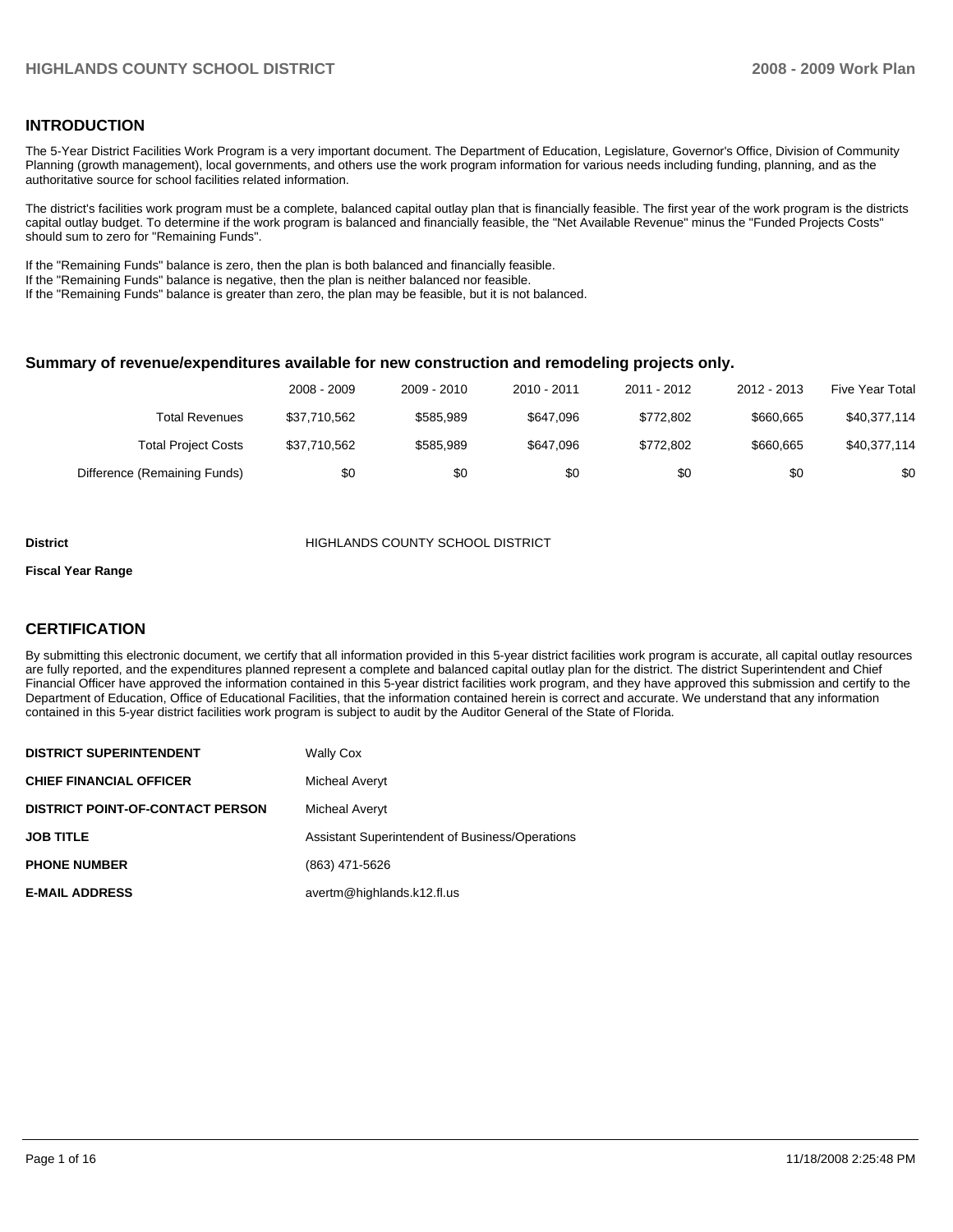## INTRODUCTION

The 5-Year District Facilities Work Program is a very important document. The Department of Education, Legislature, Governor's Office, Division of Community Planning (growth management), local governments, and others use the work program information for various needs including funding, planning, and as the authoritative source for school facilities related information.

The district's facilities work program must be a complete, balanced capital outlay plan that is financially feasible. The first year of the work program is the districts capital outlay budget. To determine if the work program is balanced and financially feasible, the "Net Available Revenue" minus the "Funded Projects Costs" should sum to zero for "Remaining Funds".

If the "Remaining Funds" balance is zero, then the plan is both balanced and financially feasible.
If the "Remaining Funds" balance is negative, then the plan is neither balanced nor feasible.
If the "Remaining Funds" balance is greater than zero, the plan may be feasible, but it is not balanced.

### Summary of revenue/expenditures available for new construction and remodeling projects only.

| | 2008 - 2009 | 2009 - 2010 | 2010 - 2011 | 2011 - 2012 | 2012 - 2013 | Five Year Total |
|---|---|---|---|---|---|---|
| Total Revenues | $37,710,562 | $585,989 | $647,096 | $772,802 | $660,665 | $40,377,114 |
| Total Project Costs | $37,710,562 | $585,989 | $647,096 | $772,802 | $660,665 | $40,377,114 |
| Difference (Remaining Funds) | $0 | $0 | $0 | $0 | $0 | $0 |

**District** HIGHLANDS COUNTY SCHOOL DISTRICT

**Fiscal Year Range**

## CERTIFICATION

By submitting this electronic document, we certify that all information provided in this 5-year district facilities work program is accurate, all capital outlay resources are fully reported, and the expenditures planned represent a complete and balanced capital outlay plan for the district. The district Superintendent and Chief Financial Officer have approved the information contained in this 5-year district facilities work program, and they have approved this submission and certify to the Department of Education, Office of Educational Facilities, that the information contained herein is correct and accurate. We understand that any information contained in this 5-year district facilities work program is subject to audit by the Auditor General of the State of Florida.

| | |
|---|---|
| **DISTRICT SUPERINTENDENT** | Wally Cox |
| **CHIEF FINANCIAL OFFICER** | Micheal Averyt |
| **DISTRICT POINT-OF-CONTACT PERSON** | Micheal Averyt |
| **JOB TITLE** | Assistant Superintendent of Business/Operations |
| **PHONE NUMBER** | (863) 471-5626 |
| **E-MAIL ADDRESS** | avertm@highlands.k12.fl.us |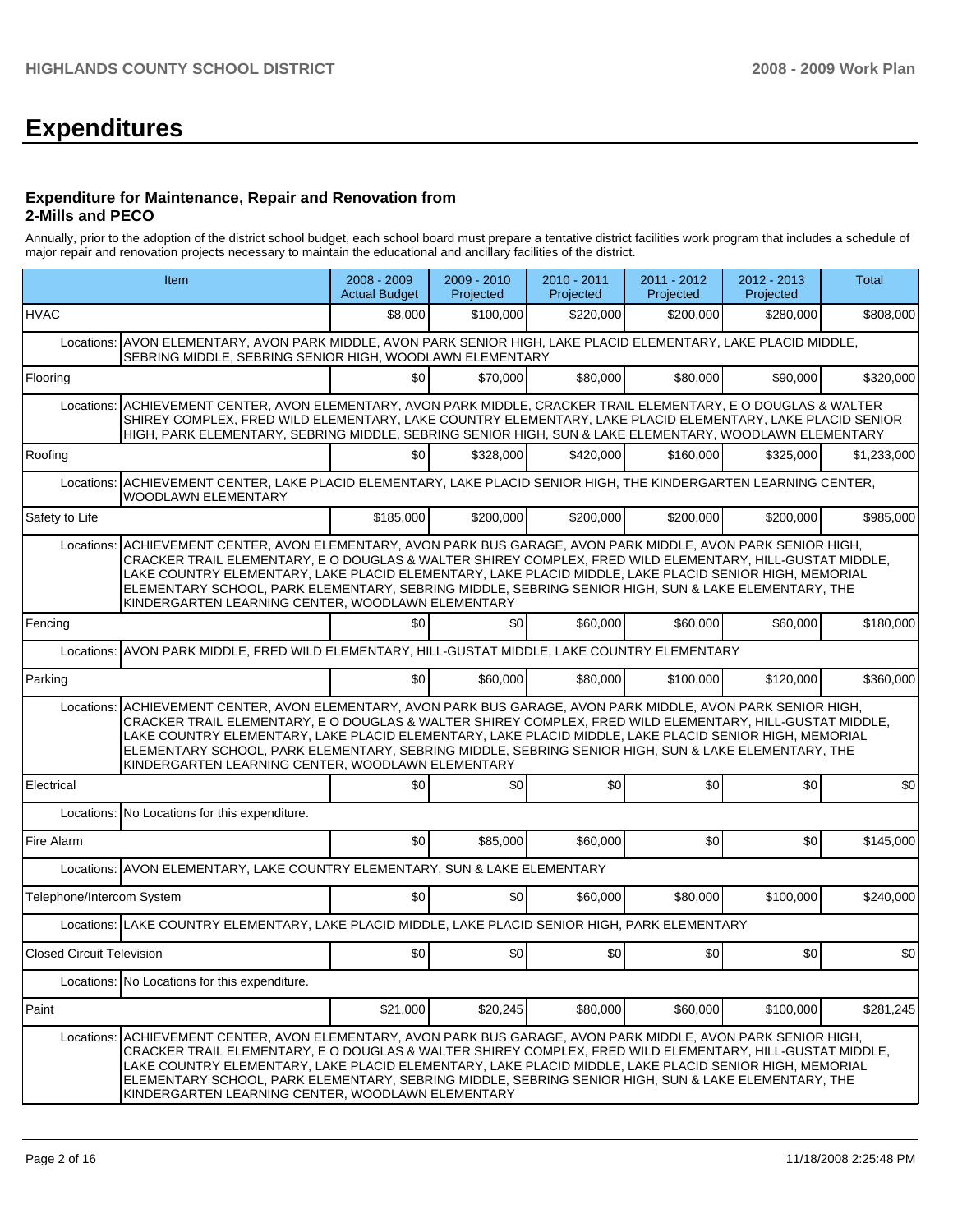# Expenditures

### Expenditure for Maintenance, Repair and Renovation from 2-Mills and PECO

Annually, prior to the adoption of the district school budget, each school board must prepare a tentative district facilities work program that includes a schedule of major repair and renovation projects necessary to maintain the educational and ancillary facilities of the district.

| Item | | 2008 - 2009 Actual Budget | 2009 - 2010 Projected | 2010 - 2011 Projected | 2011 - 2012 Projected | 2012 - 2013 Projected | Total |
|---|---|---|---|---|---|---|---|
| HVAC | | $8,000 | $100,000 | $220,000 | $200,000 | $280,000 | $808,000 |
| Locations: | AVON ELEMENTARY, AVON PARK MIDDLE, AVON PARK SENIOR HIGH, LAKE PLACID ELEMENTARY, LAKE PLACID MIDDLE, SEBRING MIDDLE, SEBRING SENIOR HIGH, WOODLAWN ELEMENTARY | | | | | | |
| Flooring | | $0 | $70,000 | $80,000 | $80,000 | $90,000 | $320,000 |
| Locations: | ACHIEVEMENT CENTER, AVON ELEMENTARY, AVON PARK MIDDLE, CRACKER TRAIL ELEMENTARY, E O DOUGLAS & WALTER SHIREY COMPLEX, FRED WILD ELEMENTARY, LAKE COUNTRY ELEMENTARY, LAKE PLACID ELEMENTARY, LAKE PLACID SENIOR HIGH, PARK ELEMENTARY, SEBRING MIDDLE, SEBRING SENIOR HIGH, SUN & LAKE ELEMENTARY, WOODLAWN ELEMENTARY | | | | | | |
| Roofing | | $0 | $328,000 | $420,000 | $160,000 | $325,000 | $1,233,000 |
| Locations: | ACHIEVEMENT CENTER, LAKE PLACID ELEMENTARY, LAKE PLACID SENIOR HIGH, THE KINDERGARTEN LEARNING CENTER, WOODLAWN ELEMENTARY | | | | | | |
| Safety to Life | | $185,000 | $200,000 | $200,000 | $200,000 | $200,000 | $985,000 |
| Locations: | ACHIEVEMENT CENTER, AVON ELEMENTARY, AVON PARK BUS GARAGE, AVON PARK MIDDLE, AVON PARK SENIOR HIGH, CRACKER TRAIL ELEMENTARY, E O DOUGLAS & WALTER SHIREY COMPLEX, FRED WILD ELEMENTARY, HILL-GUSTAT MIDDLE, LAKE COUNTRY ELEMENTARY, LAKE PLACID ELEMENTARY, LAKE PLACID MIDDLE, LAKE PLACID SENIOR HIGH, MEMORIAL ELEMENTARY SCHOOL, PARK ELEMENTARY, SEBRING MIDDLE, SEBRING SENIOR HIGH, SUN & LAKE ELEMENTARY, THE KINDERGARTEN LEARNING CENTER, WOODLAWN ELEMENTARY | | | | | | |
| Fencing | | $0 | $0 | $60,000 | $60,000 | $60,000 | $180,000 |
| Locations: | AVON PARK MIDDLE, FRED WILD ELEMENTARY, HILL-GUSTAT MIDDLE, LAKE COUNTRY ELEMENTARY | | | | | | |
| Parking | | $0 | $60,000 | $80,000 | $100,000 | $120,000 | $360,000 |
| Locations: | ACHIEVEMENT CENTER, AVON ELEMENTARY, AVON PARK BUS GARAGE, AVON PARK MIDDLE, AVON PARK SENIOR HIGH, CRACKER TRAIL ELEMENTARY, E O DOUGLAS & WALTER SHIREY COMPLEX, FRED WILD ELEMENTARY, HILL-GUSTAT MIDDLE, LAKE COUNTRY ELEMENTARY, LAKE PLACID ELEMENTARY, LAKE PLACID MIDDLE, LAKE PLACID SENIOR HIGH, MEMORIAL ELEMENTARY SCHOOL, PARK ELEMENTARY, SEBRING MIDDLE, SEBRING SENIOR HIGH, SUN & LAKE ELEMENTARY, THE KINDERGARTEN LEARNING CENTER, WOODLAWN ELEMENTARY | | | | | | |
| Electrical | | $0 | $0 | $0 | $0 | $0 | $0 |
| Locations: | No Locations for this expenditure. | | | | | | |
| Fire Alarm | | $0 | $85,000 | $60,000 | $0 | $0 | $145,000 |
| Locations: | AVON ELEMENTARY, LAKE COUNTRY ELEMENTARY, SUN & LAKE ELEMENTARY | | | | | | |
| Telephone/Intercom System | | $0 | $0 | $60,000 | $80,000 | $100,000 | $240,000 |
| Locations: | LAKE COUNTRY ELEMENTARY, LAKE PLACID MIDDLE, LAKE PLACID SENIOR HIGH, PARK ELEMENTARY | | | | | | |
| Closed Circuit Television | | $0 | $0 | $0 | $0 | $0 | $0 |
| Locations: | No Locations for this expenditure. | | | | | | |
| Paint | | $21,000 | $20,245 | $80,000 | $60,000 | $100,000 | $281,245 |
| Locations: | ACHIEVEMENT CENTER, AVON ELEMENTARY, AVON PARK BUS GARAGE, AVON PARK MIDDLE, AVON PARK SENIOR HIGH, CRACKER TRAIL ELEMENTARY, E O DOUGLAS & WALTER SHIREY COMPLEX, FRED WILD ELEMENTARY, HILL-GUSTAT MIDDLE, LAKE COUNTRY ELEMENTARY, LAKE PLACID ELEMENTARY, LAKE PLACID MIDDLE, LAKE PLACID SENIOR HIGH, MEMORIAL ELEMENTARY SCHOOL, PARK ELEMENTARY, SEBRING MIDDLE, SEBRING SENIOR HIGH, SUN & LAKE ELEMENTARY, THE KINDERGARTEN LEARNING CENTER, WOODLAWN ELEMENTARY | | | | | | |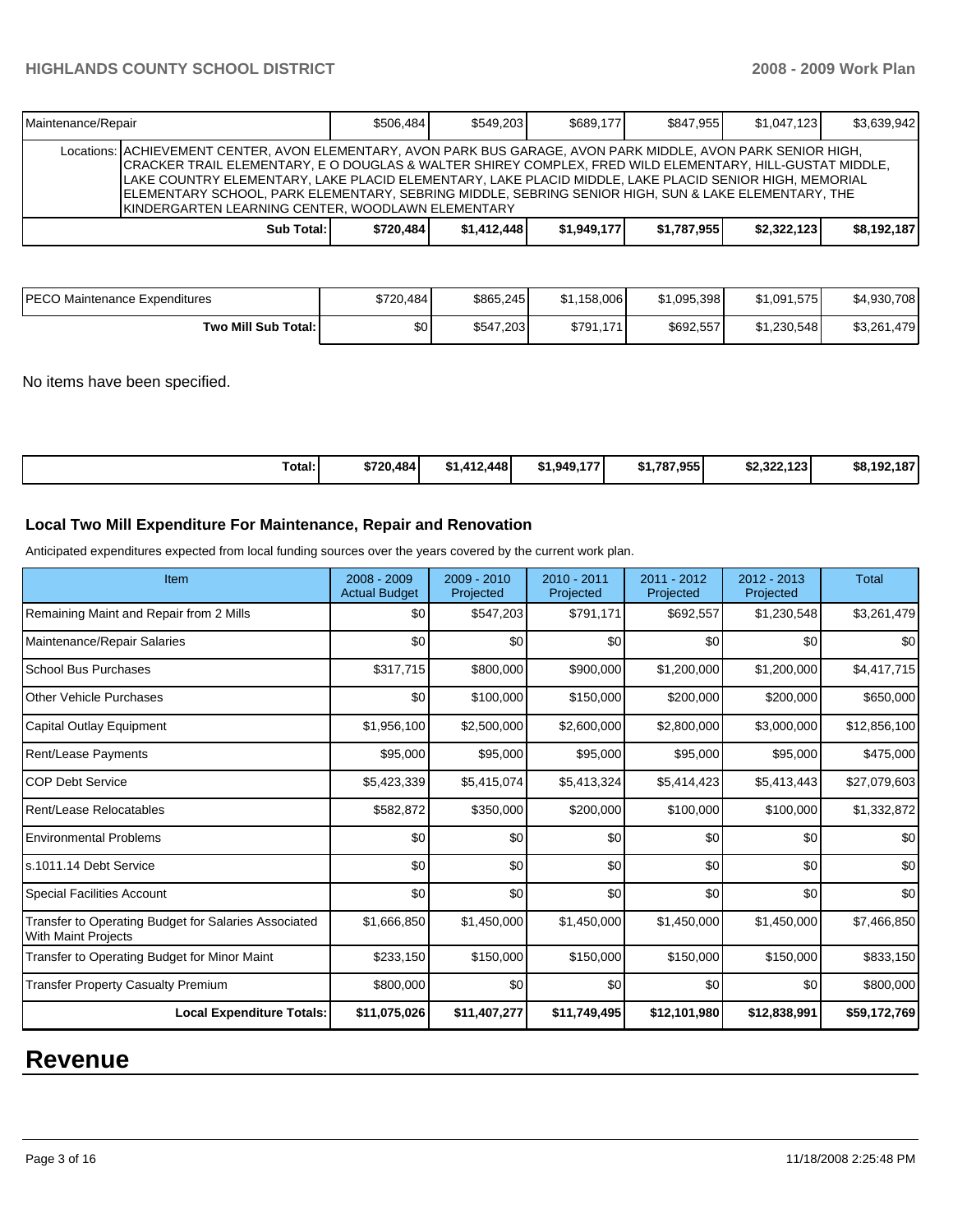| Maintenance/Repair | | $506,484 | $549,203 | $689,177 | $847,955 | $1,047,123 | $3,639,942 |
|---|---|---|---|---|---|---|---|
| | Locations: | ACHIEVEMENT CENTER, AVON ELEMENTARY, AVON PARK BUS GARAGE, AVON PARK MIDDLE, AVON PARK SENIOR HIGH, CRACKER TRAIL ELEMENTARY, E O DOUGLAS & WALTER SHIREY COMPLEX, FRED WILD ELEMENTARY, HILL-GUSTAT MIDDLE, LAKE COUNTRY ELEMENTARY, LAKE PLACID ELEMENTARY, LAKE PLACID MIDDLE, LAKE PLACID SENIOR HIGH, MEMORIAL ELEMENTARY SCHOOL, PARK ELEMENTARY, SEBRING MIDDLE, SEBRING SENIOR HIGH, SUN & LAKE ELEMENTARY, THE KINDERGARTEN LEARNING CENTER, WOODLAWN ELEMENTARY | | | | | |
| | **Sub Total:** | **$720,484** | **$1,412,448** | **$1,949,177** | **$1,787,955** | **$2,322,123** | **$8,192,187** |

| PECO Maintenance Expenditures | $720,484 | $865,245 | $1,158,006 | $1,095,398 | $1,091,575 | $4,930,708 |
|---|---|---|---|---|---|---|
| **Two Mill Sub Total:** | $0 | $547,203 | $791,171 | $692,557 | $1,230,548 | $3,261,479 |

No items have been specified.

| **Total:** | **$720,484** | **$1,412,448** | **$1,949,177** | **$1,787,955** | **$2,322,123** | **$8,192,187** |
|---|---|---|---|---|---|---|

### Local Two Mill Expenditure For Maintenance, Repair and Renovation

Anticipated expenditures expected from local funding sources over the years covered by the current work plan.

| Item | 2008 - 2009 Actual Budget | 2009 - 2010 Projected | 2010 - 2011 Projected | 2011 - 2012 Projected | 2012 - 2013 Projected | Total |
|---|---|---|---|---|---|---|
| Remaining Maint and Repair from 2 Mills | $0 | $547,203 | $791,171 | $692,557 | $1,230,548 | $3,261,479 |
| Maintenance/Repair Salaries | $0 | $0 | $0 | $0 | $0 | $0 |
| School Bus Purchases | $317,715 | $800,000 | $900,000 | $1,200,000 | $1,200,000 | $4,417,715 |
| Other Vehicle Purchases | $0 | $100,000 | $150,000 | $200,000 | $200,000 | $650,000 |
| Capital Outlay Equipment | $1,956,100 | $2,500,000 | $2,600,000 | $2,800,000 | $3,000,000 | $12,856,100 |
| Rent/Lease Payments | $95,000 | $95,000 | $95,000 | $95,000 | $95,000 | $475,000 |
| COP Debt Service | $5,423,339 | $5,415,074 | $5,413,324 | $5,414,423 | $5,413,443 | $27,079,603 |
| Rent/Lease Relocatables | $582,872 | $350,000 | $200,000 | $100,000 | $100,000 | $1,332,872 |
| Environmental Problems | $0 | $0 | $0 | $0 | $0 | $0 |
| s.1011.14 Debt Service | $0 | $0 | $0 | $0 | $0 | $0 |
| Special Facilities Account | $0 | $0 | $0 | $0 | $0 | $0 |
| Transfer to Operating Budget for Salaries Associated With Maint Projects | $1,666,850 | $1,450,000 | $1,450,000 | $1,450,000 | $1,450,000 | $7,466,850 |
| Transfer to Operating Budget for Minor Maint | $233,150 | $150,000 | $150,000 | $150,000 | $150,000 | $833,150 |
| Transfer Property Casualty Premium | $800,000 | $0 | $0 | $0 | $0 | $800,000 |
| **Local Expenditure Totals:** | **$11,075,026** | **$11,407,277** | **$11,749,495** | **$12,101,980** | **$12,838,991** | **$59,172,769** |

# Revenue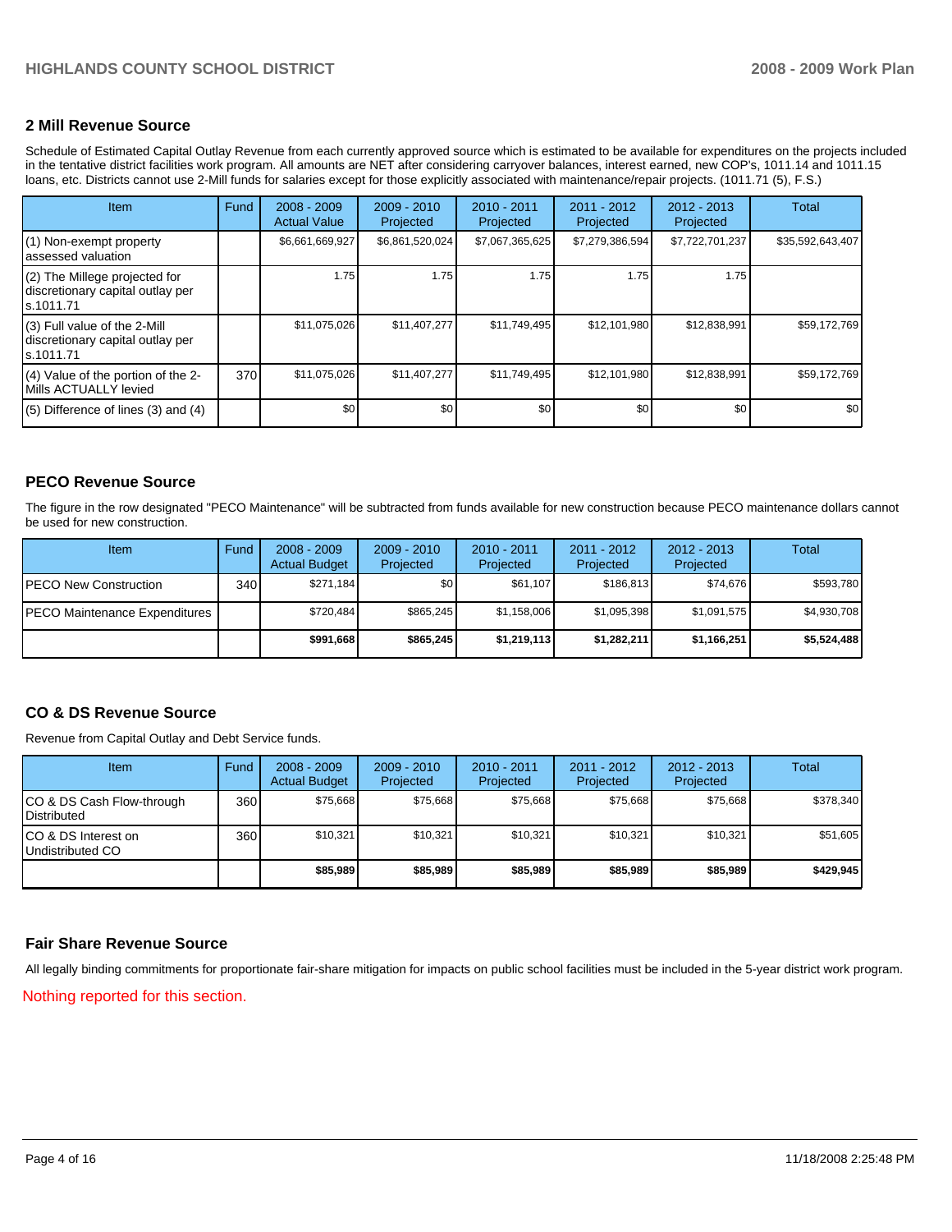## 2 Mill Revenue Source

Schedule of Estimated Capital Outlay Revenue from each currently approved source which is estimated to be available for expenditures on the projects included in the tentative district facilities work program. All amounts are NET after considering carryover balances, interest earned, new COP's, 1011.14 and 1011.15 loans, etc. Districts cannot use 2-Mill funds for salaries except for those explicitly associated with maintenance/repair projects. (1011.71 (5), F.S.)

| Item | Fund | 2008 - 2009 Actual Value | 2009 - 2010 Projected | 2010 - 2011 Projected | 2011 - 2012 Projected | 2012 - 2013 Projected | Total |
|---|---|---|---|---|---|---|---|
| (1) Non-exempt property assessed valuation | | $6,661,669,927 | $6,861,520,024 | $7,067,365,625 | $7,279,386,594 | $7,722,701,237 | $35,592,643,407 |
| (2) The Millege projected for discretionary capital outlay per s.1011.71 | | 1.75 | 1.75 | 1.75 | 1.75 | 1.75 | |
| (3) Full value of the 2-Mill discretionary capital outlay per s.1011.71 | | $11,075,026 | $11,407,277 | $11,749,495 | $12,101,980 | $12,838,991 | $59,172,769 |
| (4) Value of the portion of the 2-Mills ACTUALLY levied | 370 | $11,075,026 | $11,407,277 | $11,749,495 | $12,101,980 | $12,838,991 | $59,172,769 |
| (5) Difference of lines (3) and (4) | | $0 | $0 | $0 | $0 | $0 | $0 |

## PECO Revenue Source

The figure in the row designated "PECO Maintenance" will be subtracted from funds available for new construction because PECO maintenance dollars cannot be used for new construction.

| Item | Fund | 2008 - 2009 Actual Budget | 2009 - 2010 Projected | 2010 - 2011 Projected | 2011 - 2012 Projected | 2012 - 2013 Projected | Total |
|---|---|---|---|---|---|---|---|
| PECO New Construction | 340 | $271,184 | $0 | $61,107 | $186,813 | $74,676 | $593,780 |
| PECO Maintenance Expenditures | | $720,484 | $865,245 | $1,158,006 | $1,095,398 | $1,091,575 | $4,930,708 |
| | | **$991,668** | **$865,245** | **$1,219,113** | **$1,282,211** | **$1,166,251** | **$5,524,488** |

## CO & DS Revenue Source

Revenue from Capital Outlay and Debt Service funds.

| Item | Fund | 2008 - 2009 Actual Budget | 2009 - 2010 Projected | 2010 - 2011 Projected | 2011 - 2012 Projected | 2012 - 2013 Projected | Total |
|---|---|---|---|---|---|---|---|
| CO & DS Cash Flow-through Distributed | 360 | $75,668 | $75,668 | $75,668 | $75,668 | $75,668 | $378,340 |
| CO & DS Interest on Undistributed CO | 360 | $10,321 | $10,321 | $10,321 | $10,321 | $10,321 | $51,605 |
| | | **$85,989** | **$85,989** | **$85,989** | **$85,989** | **$85,989** | **$429,945** |

## Fair Share Revenue Source

All legally binding commitments for proportionate fair-share mitigation for impacts on public school facilities must be included in the 5-year district work program.

Nothing reported for this section.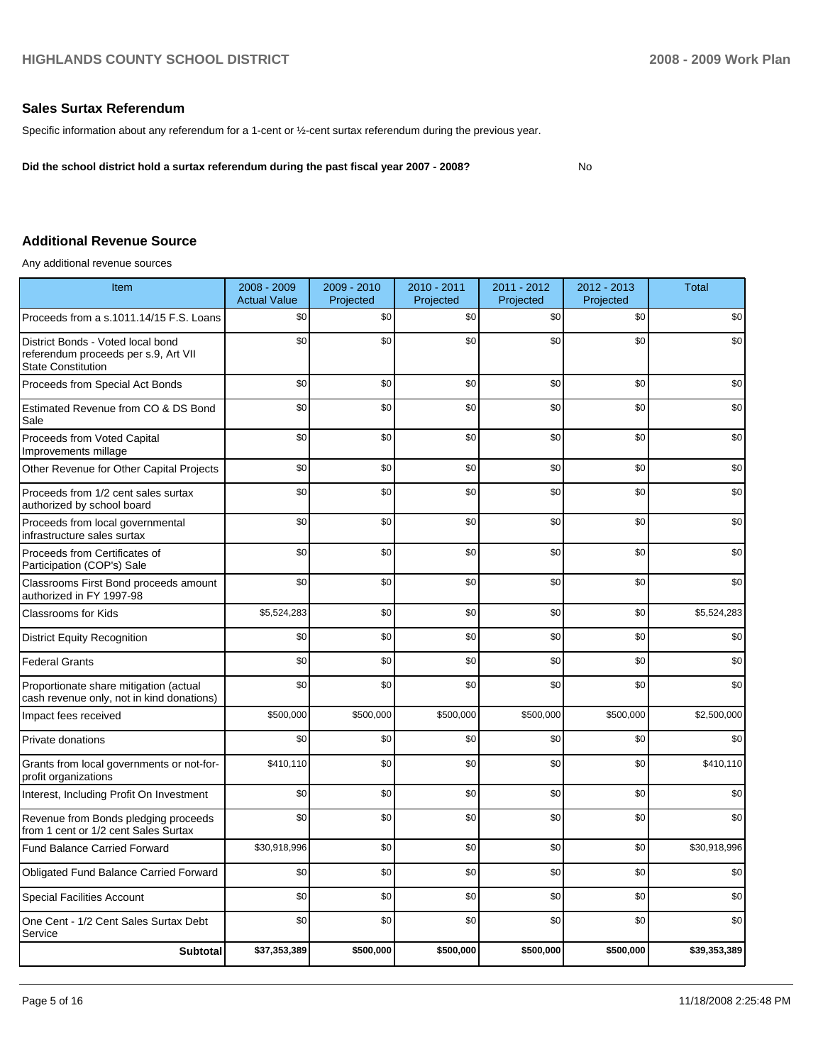## Sales Surtax Referendum

Specific information about any referendum for a 1-cent or ½-cent surtax referendum during the previous year.

**Did the school district hold a surtax referendum during the past fiscal year 2007 - 2008?** No

## Additional Revenue Source

Any additional revenue sources

| Item | 2008 - 2009 Actual Value | 2009 - 2010 Projected | 2010 - 2011 Projected | 2011 - 2012 Projected | 2012 - 2013 Projected | Total |
|---|---|---|---|---|---|---|
| Proceeds from a s.1011.14/15 F.S. Loans | $0 | $0 | $0 | $0 | $0 | $0 |
| District Bonds - Voted local bond referendum proceeds per s.9, Art VII State Constitution | $0 | $0 | $0 | $0 | $0 | $0 |
| Proceeds from Special Act Bonds | $0 | $0 | $0 | $0 | $0 | $0 |
| Estimated Revenue from CO & DS Bond Sale | $0 | $0 | $0 | $0 | $0 | $0 |
| Proceeds from Voted Capital Improvements millage | $0 | $0 | $0 | $0 | $0 | $0 |
| Other Revenue for Other Capital Projects | $0 | $0 | $0 | $0 | $0 | $0 |
| Proceeds from 1/2 cent sales surtax authorized by school board | $0 | $0 | $0 | $0 | $0 | $0 |
| Proceeds from local governmental infrastructure sales surtax | $0 | $0 | $0 | $0 | $0 | $0 |
| Proceeds from Certificates of Participation (COP's) Sale | $0 | $0 | $0 | $0 | $0 | $0 |
| Classrooms First Bond proceeds amount authorized in FY 1997-98 | $0 | $0 | $0 | $0 | $0 | $0 |
| Classrooms for Kids | $5,524,283 | $0 | $0 | $0 | $0 | $5,524,283 |
| District Equity Recognition | $0 | $0 | $0 | $0 | $0 | $0 |
| Federal Grants | $0 | $0 | $0 | $0 | $0 | $0 |
| Proportionate share mitigation (actual cash revenue only, not in kind donations) | $0 | $0 | $0 | $0 | $0 | $0 |
| Impact fees received | $500,000 | $500,000 | $500,000 | $500,000 | $500,000 | $2,500,000 |
| Private donations | $0 | $0 | $0 | $0 | $0 | $0 |
| Grants from local governments or not-for-profit organizations | $410,110 | $0 | $0 | $0 | $0 | $410,110 |
| Interest, Including Profit On Investment | $0 | $0 | $0 | $0 | $0 | $0 |
| Revenue from Bonds pledging proceeds from 1 cent or 1/2 cent Sales Surtax | $0 | $0 | $0 | $0 | $0 | $0 |
| Fund Balance Carried Forward | $30,918,996 | $0 | $0 | $0 | $0 | $30,918,996 |
| Obligated Fund Balance Carried Forward | $0 | $0 | $0 | $0 | $0 | $0 |
| Special Facilities Account | $0 | $0 | $0 | $0 | $0 | $0 |
| One Cent - 1/2 Cent Sales Surtax Debt Service | $0 | $0 | $0 | $0 | $0 | $0 |
| **Subtotal** | **$37,353,389** | **$500,000** | **$500,000** | **$500,000** | **$500,000** | **$39,353,389** |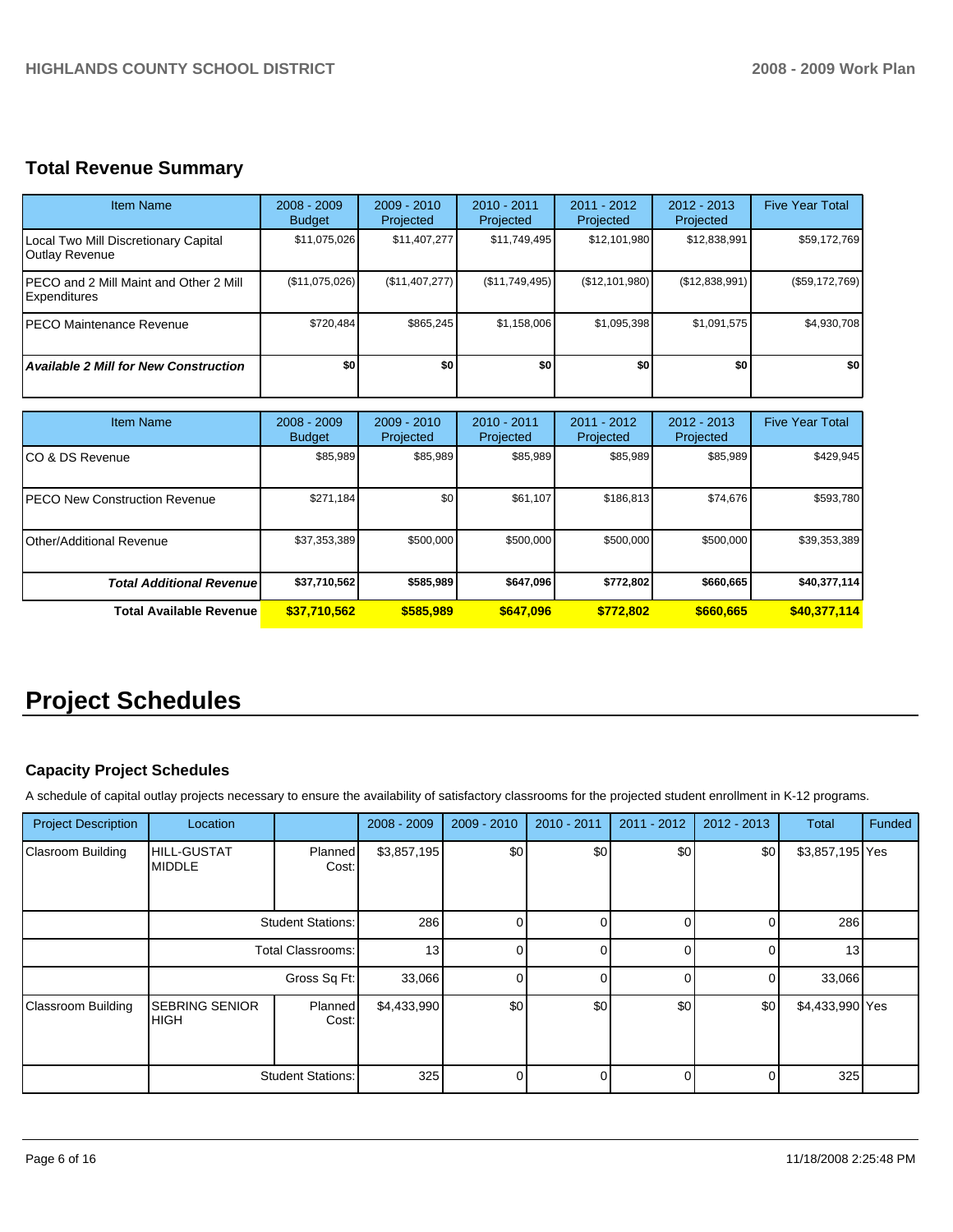## Total Revenue Summary

| Item Name | 2008 - 2009 Budget | 2009 - 2010 Projected | 2010 - 2011 Projected | 2011 - 2012 Projected | 2012 - 2013 Projected | Five Year Total |
|---|---|---|---|---|---|---|
| Local Two Mill Discretionary Capital Outlay Revenue | $11,075,026 | $11,407,277 | $11,749,495 | $12,101,980 | $12,838,991 | $59,172,769 |
| PECO and 2 Mill Maint and Other 2 Mill Expenditures | ($11,075,026) | ($11,407,277) | ($11,749,495) | ($12,101,980) | ($12,838,991) | ($59,172,769) |
| PECO Maintenance Revenue | $720,484 | $865,245 | $1,158,006 | $1,095,398 | $1,091,575 | $4,930,708 |
| ***Available 2 Mill for New Construction*** | **$0** | **$0** | **$0** | **$0** | **$0** | **$0** |

| Item Name | 2008 - 2009 Budget | 2009 - 2010 Projected | 2010 - 2011 Projected | 2011 - 2012 Projected | 2012 - 2013 Projected | Five Year Total |
|---|---|---|---|---|---|---|
| CO & DS Revenue | $85,989 | $85,989 | $85,989 | $85,989 | $85,989 | $429,945 |
| PECO New Construction Revenue | $271,184 | $0 | $61,107 | $186,813 | $74,676 | $593,780 |
| Other/Additional Revenue | $37,353,389 | $500,000 | $500,000 | $500,000 | $500,000 | $39,353,389 |
| ***Total Additional Revenue*** | **$37,710,562** | **$585,989** | **$647,096** | **$772,802** | **$660,665** | **$40,377,114** |
| **Total Available Revenue** | **$37,710,562** | **$585,989** | **$647,096** | **$772,802** | **$660,665** | **$40,377,114** |

# Project Schedules

### Capacity Project Schedules

A schedule of capital outlay projects necessary to ensure the availability of satisfactory classrooms for the projected student enrollment in K-12 programs.

| Project Description | Location | | 2008 - 2009 | 2009 - 2010 | 2010 - 2011 | 2011 - 2012 | 2012 - 2013 | Total | Funded |
|---|---|---|---|---|---|---|---|---|---|
| Clasroom Building | HILL-GUSTAT MIDDLE | Planned Cost: | $3,857,195 | $0 | $0 | $0 | $0 | $3,857,195 | Yes |
| | | Student Stations: | 286 | 0 | 0 | 0 | 0 | 286 | |
| | | Total Classrooms: | 13 | 0 | 0 | 0 | 0 | 13 | |
| | | Gross Sq Ft: | 33,066 | 0 | 0 | 0 | 0 | 33,066 | |
| Classroom Building | SEBRING SENIOR HIGH | Planned Cost: | $4,433,990 | $0 | $0 | $0 | $0 | $4,433,990 | Yes |
| | | Student Stations: | 325 | 0 | 0 | 0 | 0 | 325 | |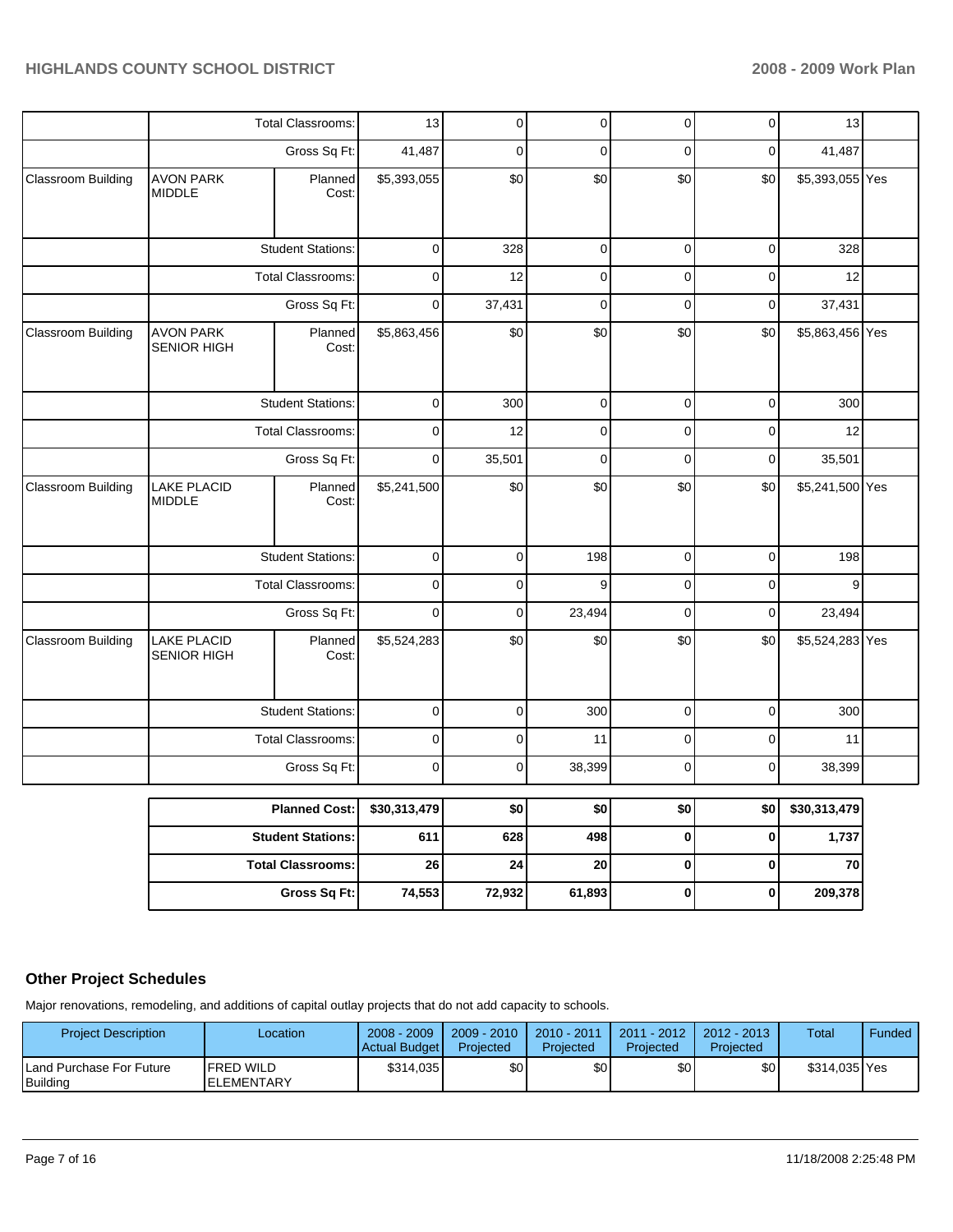| | | | | | | | | | |
|---|---|---|---|---|---|---|---|---|---|
| | Total Classrooms: | | 13 | 0 | 0 | 0 | 0 | 13 | |
| | Gross Sq Ft: | | 41,487 | 0 | 0 | 0 | 0 | 41,487 | |
| Classroom Building | AVON PARK MIDDLE | Planned Cost: | $5,393,055 | $0 | $0 | $0 | $0 | $5,393,055 | Yes |
| | Student Stations: | | 0 | 328 | 0 | 0 | 0 | 328 | |
| | Total Classrooms: | | 0 | 12 | 0 | 0 | 0 | 12 | |
| | Gross Sq Ft: | | 0 | 37,431 | 0 | 0 | 0 | 37,431 | |
| Classroom Building | AVON PARK SENIOR HIGH | Planned Cost: | $5,863,456 | $0 | $0 | $0 | $0 | $5,863,456 | Yes |
| | Student Stations: | | 0 | 300 | 0 | 0 | 0 | 300 | |
| | Total Classrooms: | | 0 | 12 | 0 | 0 | 0 | 12 | |
| | Gross Sq Ft: | | 0 | 35,501 | 0 | 0 | 0 | 35,501 | |
| Classroom Building | LAKE PLACID MIDDLE | Planned Cost: | $5,241,500 | $0 | $0 | $0 | $0 | $5,241,500 | Yes |
| | Student Stations: | | 0 | 0 | 198 | 0 | 0 | 198 | |
| | Total Classrooms: | | 0 | 0 | 9 | 0 | 0 | 9 | |
| | Gross Sq Ft: | | 0 | 0 | 23,494 | 0 | 0 | 23,494 | |
| Classroom Building | LAKE PLACID SENIOR HIGH | Planned Cost: | $5,524,283 | $0 | $0 | $0 | $0 | $5,524,283 | Yes |
| | Student Stations: | | 0 | 0 | 300 | 0 | 0 | 300 | |
| | Total Classrooms: | | 0 | 0 | 11 | 0 | 0 | 11 | |
| | Gross Sq Ft: | | 0 | 0 | 38,399 | 0 | 0 | 38,399 | |

| | | | | | | |
|---|---|---|---|---|---|---|
| **Planned Cost:** | **$30,313,479** | **$0** | **$0** | **$0** | **$0** | **$30,313,479** |
| **Student Stations:** | **611** | **628** | **498** | **0** | **0** | **1,737** |
| **Total Classrooms:** | **26** | **24** | **20** | **0** | **0** | **70** |
| **Gross Sq Ft:** | **74,553** | **72,932** | **61,893** | **0** | **0** | **209,378** |

## Other Project Schedules

Major renovations, remodeling, and additions of capital outlay projects that do not add capacity to schools.

| Project Description | Location | 2008 - 2009 Actual Budget | 2009 - 2010 Projected | 2010 - 2011 Projected | 2011 - 2012 Projected | 2012 - 2013 Projected | Total | Funded |
|---|---|---|---|---|---|---|---|---|
| Land Purchase For Future Building | FRED WILD ELEMENTARY | $314,035 | $0 | $0 | $0 | $0 | $314,035 | Yes |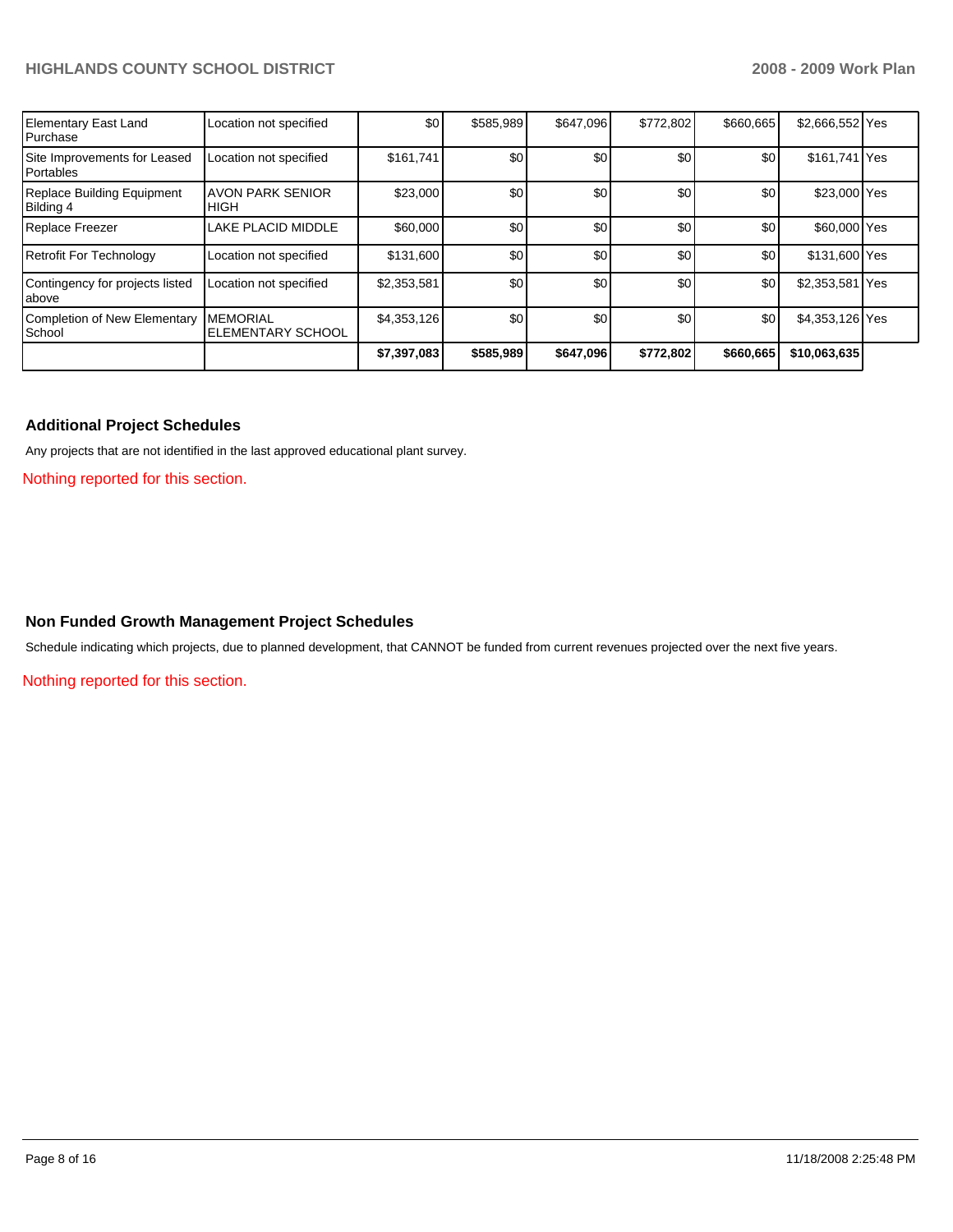| | | | | | | | | |
|---|---|---|---|---|---|---|---|---|
| Elementary East Land Purchase | Location not specified | $0 | $585,989 | $647,096 | $772,802 | $660,665 | $2,666,552 | Yes |
| Site Improvements for Leased Portables | Location not specified | $161,741 | $0 | $0 | $0 | $0 | $161,741 | Yes |
| Replace Building Equipment Bilding 4 | AVON PARK SENIOR HIGH | $23,000 | $0 | $0 | $0 | $0 | $23,000 | Yes |
| Replace Freezer | LAKE PLACID MIDDLE | $60,000 | $0 | $0 | $0 | $0 | $60,000 | Yes |
| Retrofit For Technology | Location not specified | $131,600 | $0 | $0 | $0 | $0 | $131,600 | Yes |
| Contingency for projects listed above | Location not specified | $2,353,581 | $0 | $0 | $0 | $0 | $2,353,581 | Yes |
| Completion of New Elementary School | MEMORIAL ELEMENTARY SCHOOL | $4,353,126 | $0 | $0 | $0 | $0 | $4,353,126 | Yes |
| | | **$7,397,083** | **$585,989** | **$647,096** | **$772,802** | **$660,665** | **$10,063,635** | |

## Additional Project Schedules

Any projects that are not identified in the last approved educational plant survey.

Nothing reported for this section.

## Non Funded Growth Management Project Schedules

Schedule indicating which projects, due to planned development, that CANNOT be funded from current revenues projected over the next five years.

Nothing reported for this section.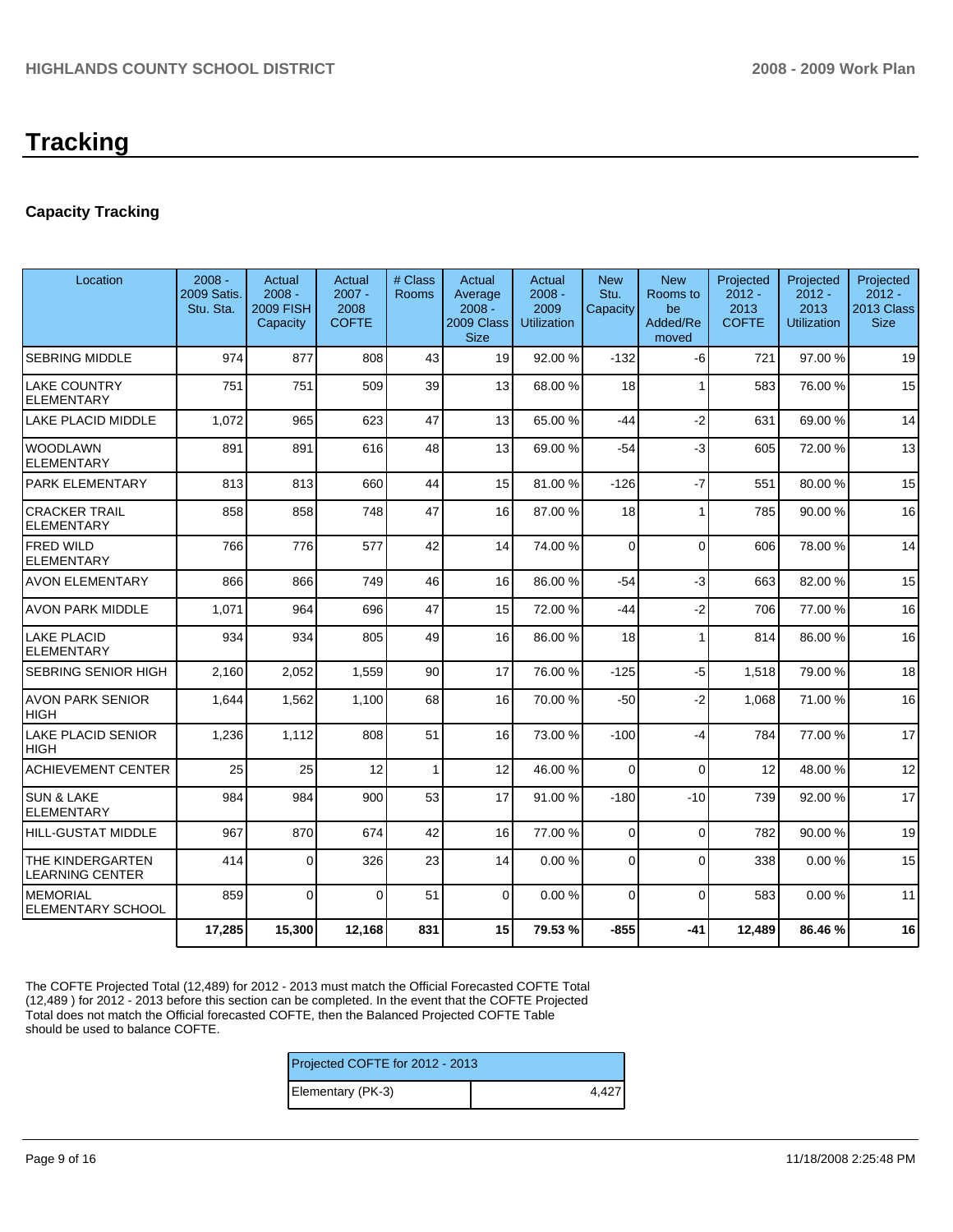# Tracking

### Capacity Tracking

| Location | 2008 - 2009 Satis. Stu. Sta. | Actual 2008 - 2009 FISH Capacity | Actual 2007 - 2008 COFTE | # Class Rooms | Actual Average 2008 - 2009 Class Size | Actual 2008 - 2009 Utilization | New Stu. Capacity | New Rooms to be Added/Removed | Projected 2012 - 2013 COFTE | Projected 2012 - 2013 Utilization | Projected 2012 - 2013 Class Size |
|---|---|---|---|---|---|---|---|---|---|---|---|
| SEBRING MIDDLE | 974 | 877 | 808 | 43 | 19 | 92.00 % | -132 | -6 | 721 | 97.00 % | 19 |
| LAKE COUNTRY ELEMENTARY | 751 | 751 | 509 | 39 | 13 | 68.00 % | 18 | 1 | 583 | 76.00 % | 15 |
| LAKE PLACID MIDDLE | 1,072 | 965 | 623 | 47 | 13 | 65.00 % | -44 | -2 | 631 | 69.00 % | 14 |
| WOODLAWN ELEMENTARY | 891 | 891 | 616 | 48 | 13 | 69.00 % | -54 | -3 | 605 | 72.00 % | 13 |
| PARK ELEMENTARY | 813 | 813 | 660 | 44 | 15 | 81.00 % | -126 | -7 | 551 | 80.00 % | 15 |
| CRACKER TRAIL ELEMENTARY | 858 | 858 | 748 | 47 | 16 | 87.00 % | 18 | 1 | 785 | 90.00 % | 16 |
| FRED WILD ELEMENTARY | 766 | 776 | 577 | 42 | 14 | 74.00 % | 0 | 0 | 606 | 78.00 % | 14 |
| AVON ELEMENTARY | 866 | 866 | 749 | 46 | 16 | 86.00 % | -54 | -3 | 663 | 82.00 % | 15 |
| AVON PARK MIDDLE | 1,071 | 964 | 696 | 47 | 15 | 72.00 % | -44 | -2 | 706 | 77.00 % | 16 |
| LAKE PLACID ELEMENTARY | 934 | 934 | 805 | 49 | 16 | 86.00 % | 18 | 1 | 814 | 86.00 % | 16 |
| SEBRING SENIOR HIGH | 2,160 | 2,052 | 1,559 | 90 | 17 | 76.00 % | -125 | -5 | 1,518 | 79.00 % | 18 |
| AVON PARK SENIOR HIGH | 1,644 | 1,562 | 1,100 | 68 | 16 | 70.00 % | -50 | -2 | 1,068 | 71.00 % | 16 |
| LAKE PLACID SENIOR HIGH | 1,236 | 1,112 | 808 | 51 | 16 | 73.00 % | -100 | -4 | 784 | 77.00 % | 17 |
| ACHIEVEMENT CENTER | 25 | 25 | 12 | 1 | 12 | 46.00 % | 0 | 0 | 12 | 48.00 % | 12 |
| SUN & LAKE ELEMENTARY | 984 | 984 | 900 | 53 | 17 | 91.00 % | -180 | -10 | 739 | 92.00 % | 17 |
| HILL-GUSTAT MIDDLE | 967 | 870 | 674 | 42 | 16 | 77.00 % | 0 | 0 | 782 | 90.00 % | 19 |
| THE KINDERGARTEN LEARNING CENTER | 414 | 0 | 326 | 23 | 14 | 0.00 % | 0 | 0 | 338 | 0.00 % | 15 |
| MEMORIAL ELEMENTARY SCHOOL | 859 | 0 | 0 | 51 | 0 | 0.00 % | 0 | 0 | 583 | 0.00 % | 11 |
| | **17,285** | **15,300** | **12,168** | **831** | **15** | **79.53 %** | **-855** | **-41** | **12,489** | **86.46 %** | **16** |

The COFTE Projected Total (12,489) for 2012 - 2013 must match the Official Forecasted COFTE Total (12,489 ) for 2012 - 2013 before this section can be completed. In the event that the COFTE Projected Total does not match the Official forecasted COFTE, then the Balanced Projected COFTE Table should be used to balance COFTE.

| Projected COFTE for 2012 - 2013 | |
|---|---|
| Elementary (PK-3) | 4,427 |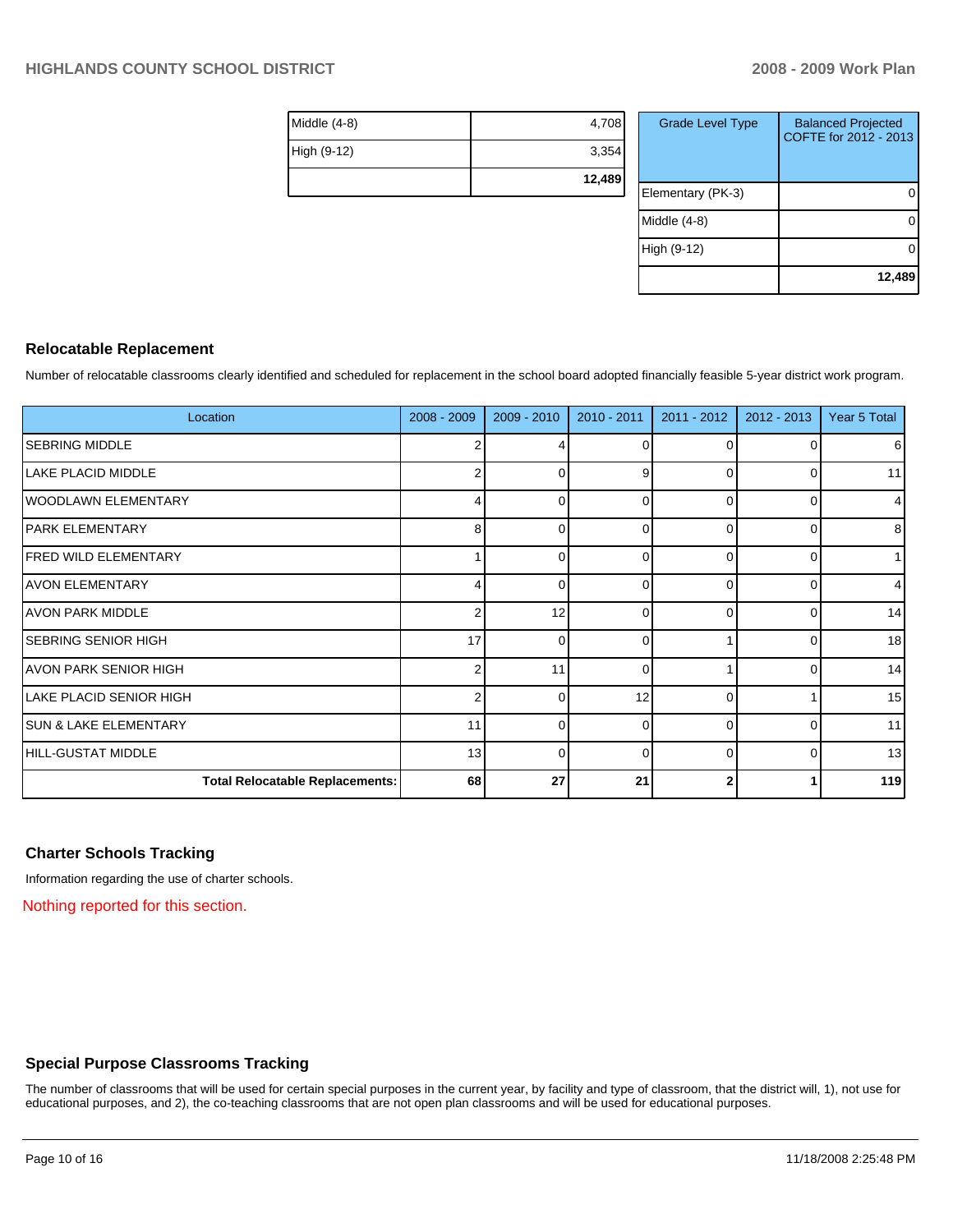| | |
|---|---|
| Middle (4-8) | 4,708 |
| High (9-12) | 3,354 |
| | **12,489** |

| Grade Level Type | Balanced Projected COFTE for 2012 - 2013 |
|---|---|
| Elementary (PK-3) | 0 |
| Middle (4-8) | 0 |
| High (9-12) | 0 |
| | **12,489** |

## Relocatable Replacement

Number of relocatable classrooms clearly identified and scheduled for replacement in the school board adopted financially feasible 5-year district work program.

| Location | 2008 - 2009 | 2009 - 2010 | 2010 - 2011 | 2011 - 2012 | 2012 - 2013 | Year 5 Total |
|---|---|---|---|---|---|---|
| SEBRING MIDDLE | 2 | 4 | 0 | 0 | 0 | 6 |
| LAKE PLACID MIDDLE | 2 | 0 | 9 | 0 | 0 | 11 |
| WOODLAWN ELEMENTARY | 4 | 0 | 0 | 0 | 0 | 4 |
| PARK ELEMENTARY | 8 | 0 | 0 | 0 | 0 | 8 |
| FRED WILD ELEMENTARY | 1 | 0 | 0 | 0 | 0 | 1 |
| AVON ELEMENTARY | 4 | 0 | 0 | 0 | 0 | 4 |
| AVON PARK MIDDLE | 2 | 12 | 0 | 0 | 0 | 14 |
| SEBRING SENIOR HIGH | 17 | 0 | 0 | 1 | 0 | 18 |
| AVON PARK SENIOR HIGH | 2 | 11 | 0 | 1 | 0 | 14 |
| LAKE PLACID SENIOR HIGH | 2 | 0 | 12 | 0 | 1 | 15 |
| SUN & LAKE ELEMENTARY | 11 | 0 | 0 | 0 | 0 | 11 |
| HILL-GUSTAT MIDDLE | 13 | 0 | 0 | 0 | 0 | 13 |
| **Total Relocatable Replacements:** | **68** | **27** | **21** | **2** | **1** | **119** |

## Charter Schools Tracking

Information regarding the use of charter schools.

Nothing reported for this section.

## Special Purpose Classrooms Tracking

The number of classrooms that will be used for certain special purposes in the current year, by facility and type of classroom, that the district will, 1), not use for educational purposes, and 2), the co-teaching classrooms that are not open plan classrooms and will be used for educational purposes.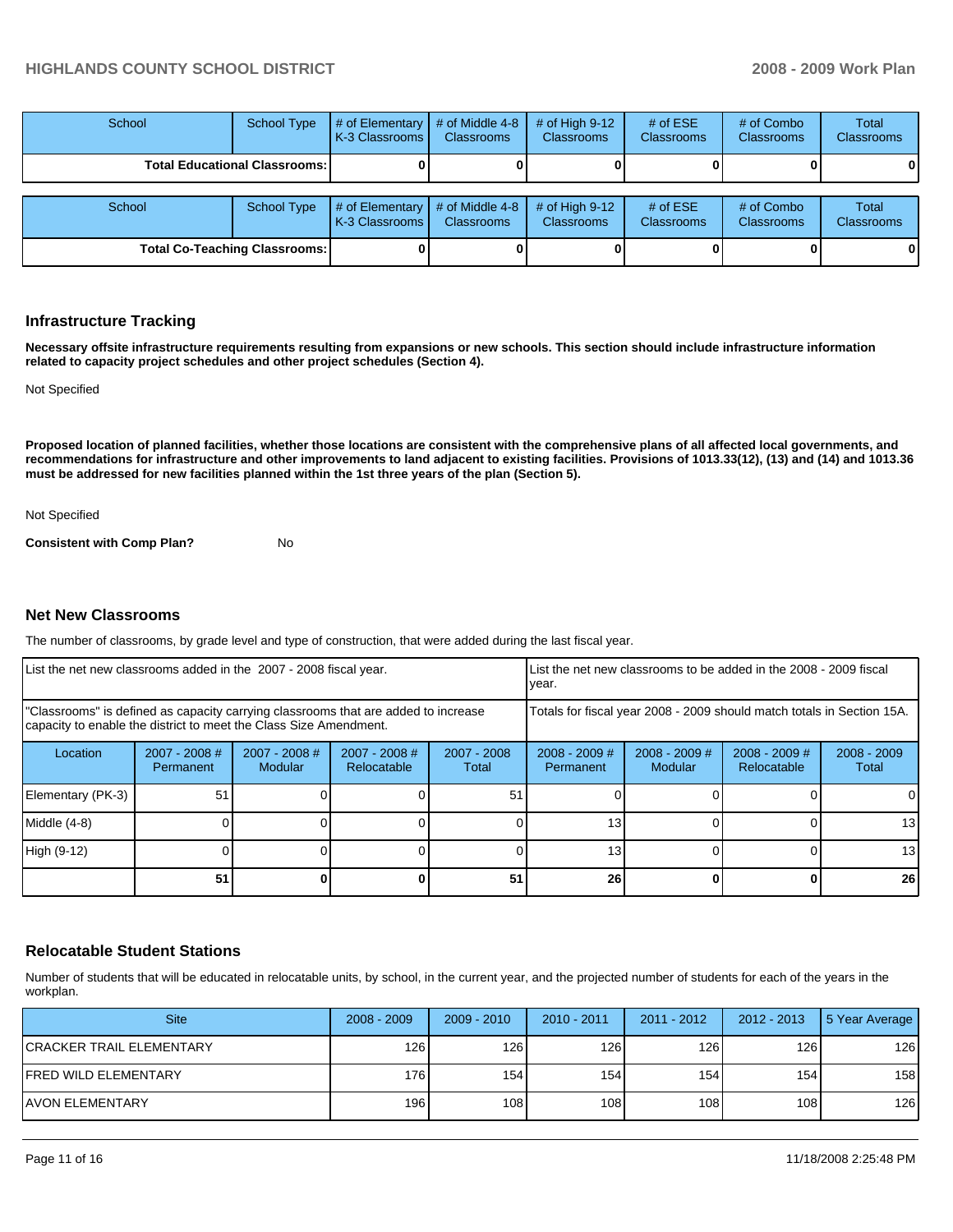| School | School Type | # of Elementary K-3 Classrooms | # of Middle 4-8 Classrooms | # of High 9-12 Classrooms | # of ESE Classrooms | # of Combo Classrooms | Total Classrooms |
|---|---|---|---|---|---|---|---|
| Total Educational Classrooms: | | 0 | 0 | 0 | 0 | 0 | 0 |

| School | School Type | # of Elementary K-3 Classrooms | # of Middle 4-8 Classrooms | # of High 9-12 Classrooms | # of ESE Classrooms | # of Combo Classrooms | Total Classrooms |
|---|---|---|---|---|---|---|---|
| Total Co-Teaching Classrooms: | | 0 | 0 | 0 | 0 | 0 | 0 |

## Infrastructure Tracking

**Necessary offsite infrastructure requirements resulting from expansions or new schools. This section should include infrastructure information related to capacity project schedules and other project schedules (Section 4).**

Not Specified

**Proposed location of planned facilities, whether those locations are consistent with the comprehensive plans of all affected local governments, and recommendations for infrastructure and other improvements to land adjacent to existing facilities. Provisions of 1013.33(12), (13) and (14) and 1013.36 must be addressed for new facilities planned within the 1st three years of the plan (Section 5).**

Not Specified

**Consistent with Comp Plan?** No

## Net New Classrooms

The number of classrooms, by grade level and type of construction, that were added during the last fiscal year.

| List the net new classrooms added in the 2007 - 2008 fiscal year. | | | | | List the net new classrooms to be added in the 2008 - 2009 fiscal year. | | | |
|---|---|---|---|---|---|---|---|---|
| "Classrooms" is defined as capacity carrying classrooms that are added to increase capacity to enable the district to meet the Class Size Amendment. | | | | | Totals for fiscal year 2008 - 2009 should match totals in Section 15A. | | | |
| Location | 2007 - 2008 # Permanent | 2007 - 2008 # Modular | 2007 - 2008 # Relocatable | 2007 - 2008 Total | 2008 - 2009 # Permanent | 2008 - 2009 # Modular | 2008 - 2009 # Relocatable | 2008 - 2009 Total |
| Elementary (PK-3) | 51 | 0 | 0 | 51 | 0 | 0 | 0 | 0 |
| Middle (4-8) | 0 | 0 | 0 | 0 | 13 | 0 | 0 | 13 |
| High (9-12) | 0 | 0 | 0 | 0 | 13 | 0 | 0 | 13 |
| | 51 | 0 | 0 | 51 | 26 | 0 | 0 | 26 |

## Relocatable Student Stations

Number of students that will be educated in relocatable units, by school, in the current year, and the projected number of students for each of the years in the workplan.

| Site | 2008 - 2009 | 2009 - 2010 | 2010 - 2011 | 2011 - 2012 | 2012 - 2013 | 5 Year Average |
|---|---|---|---|---|---|---|
| CRACKER TRAIL ELEMENTARY | 126 | 126 | 126 | 126 | 126 | 126 |
| FRED WILD ELEMENTARY | 176 | 154 | 154 | 154 | 154 | 158 |
| AVON ELEMENTARY | 196 | 108 | 108 | 108 | 108 | 126 |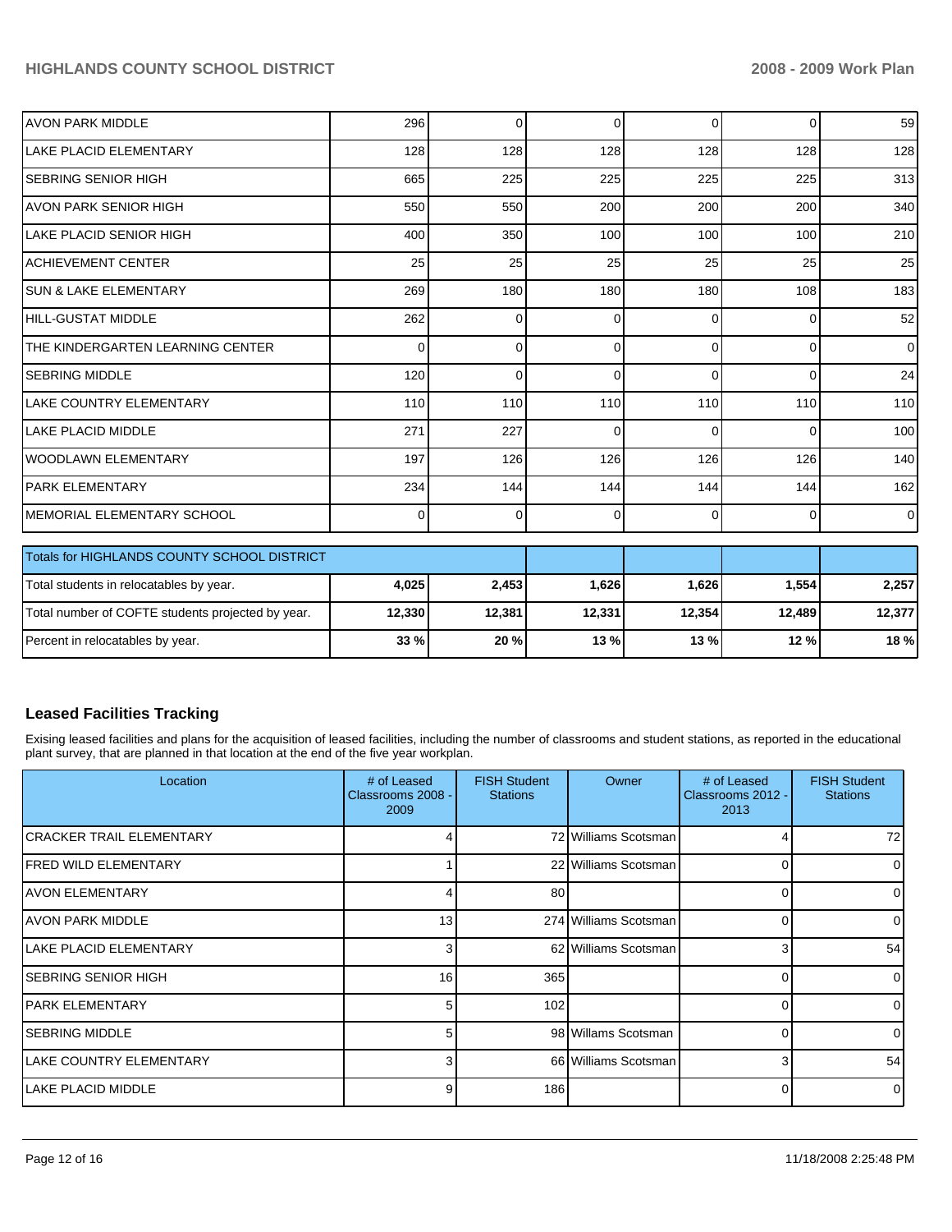| | | | | | | |
|---|---|---|---|---|---|---|
| AVON PARK MIDDLE | 296 | 0 | 0 | 0 | 0 | 59 |
| LAKE PLACID ELEMENTARY | 128 | 128 | 128 | 128 | 128 | 128 |
| SEBRING SENIOR HIGH | 665 | 225 | 225 | 225 | 225 | 313 |
| AVON PARK SENIOR HIGH | 550 | 550 | 200 | 200 | 200 | 340 |
| LAKE PLACID SENIOR HIGH | 400 | 350 | 100 | 100 | 100 | 210 |
| ACHIEVEMENT CENTER | 25 | 25 | 25 | 25 | 25 | 25 |
| SUN & LAKE ELEMENTARY | 269 | 180 | 180 | 180 | 108 | 183 |
| HILL-GUSTAT MIDDLE | 262 | 0 | 0 | 0 | 0 | 52 |
| THE KINDERGARTEN LEARNING CENTER | 0 | 0 | 0 | 0 | 0 | 0 |
| SEBRING MIDDLE | 120 | 0 | 0 | 0 | 0 | 24 |
| LAKE COUNTRY ELEMENTARY | 110 | 110 | 110 | 110 | 110 | 110 |
| LAKE PLACID MIDDLE | 271 | 227 | 0 | 0 | 0 | 100 |
| WOODLAWN ELEMENTARY | 197 | 126 | 126 | 126 | 126 | 140 |
| PARK ELEMENTARY | 234 | 144 | 144 | 144 | 144 | 162 |
| MEMORIAL ELEMENTARY SCHOOL | 0 | 0 | 0 | 0 | 0 | 0 |

| Totals for HIGHLANDS COUNTY SCHOOL DISTRICT | | | | | | |
|---|---|---|---|---|---|---|
| Total students in relocatables by year. | **4,025** | **2,453** | **1,626** | **1,626** | **1,554** | **2,257** |
| Total number of COFTE students projected by year. | **12,330** | **12,381** | **12,331** | **12,354** | **12,489** | **12,377** |
| Percent in relocatables by year. | **33 %** | **20 %** | **13 %** | **13 %** | **12 %** | **18 %** |

## Leased Facilities Tracking

Exising leased facilities and plans for the acquisition of leased facilities, including the number of classrooms and student stations, as reported in the educational plant survey, that are planned in that location at the end of the five year workplan.

| Location | # of Leased Classrooms 2008 - 2009 | FISH Student Stations | Owner | # of Leased Classrooms 2012 - 2013 | FISH Student Stations |
|---|---|---|---|---|---|
| CRACKER TRAIL ELEMENTARY | 4 | 72 | Williams Scotsman | 4 | 72 |
| FRED WILD ELEMENTARY | 1 | 22 | Williams Scotsman | 0 | 0 |
| AVON ELEMENTARY | 4 | 80 | | 0 | 0 |
| AVON PARK MIDDLE | 13 | 274 | Williams Scotsman | 0 | 0 |
| LAKE PLACID ELEMENTARY | 3 | 62 | Williams Scotsman | 3 | 54 |
| SEBRING SENIOR HIGH | 16 | 365 | | 0 | 0 |
| PARK ELEMENTARY | 5 | 102 | | 0 | 0 |
| SEBRING MIDDLE | 5 | 98 | Willams Scotsman | 0 | 0 |
| LAKE COUNTRY ELEMENTARY | 3 | 66 | Williams Scotsman | 3 | 54 |
| LAKE PLACID MIDDLE | 9 | 186 | | 0 | 0 |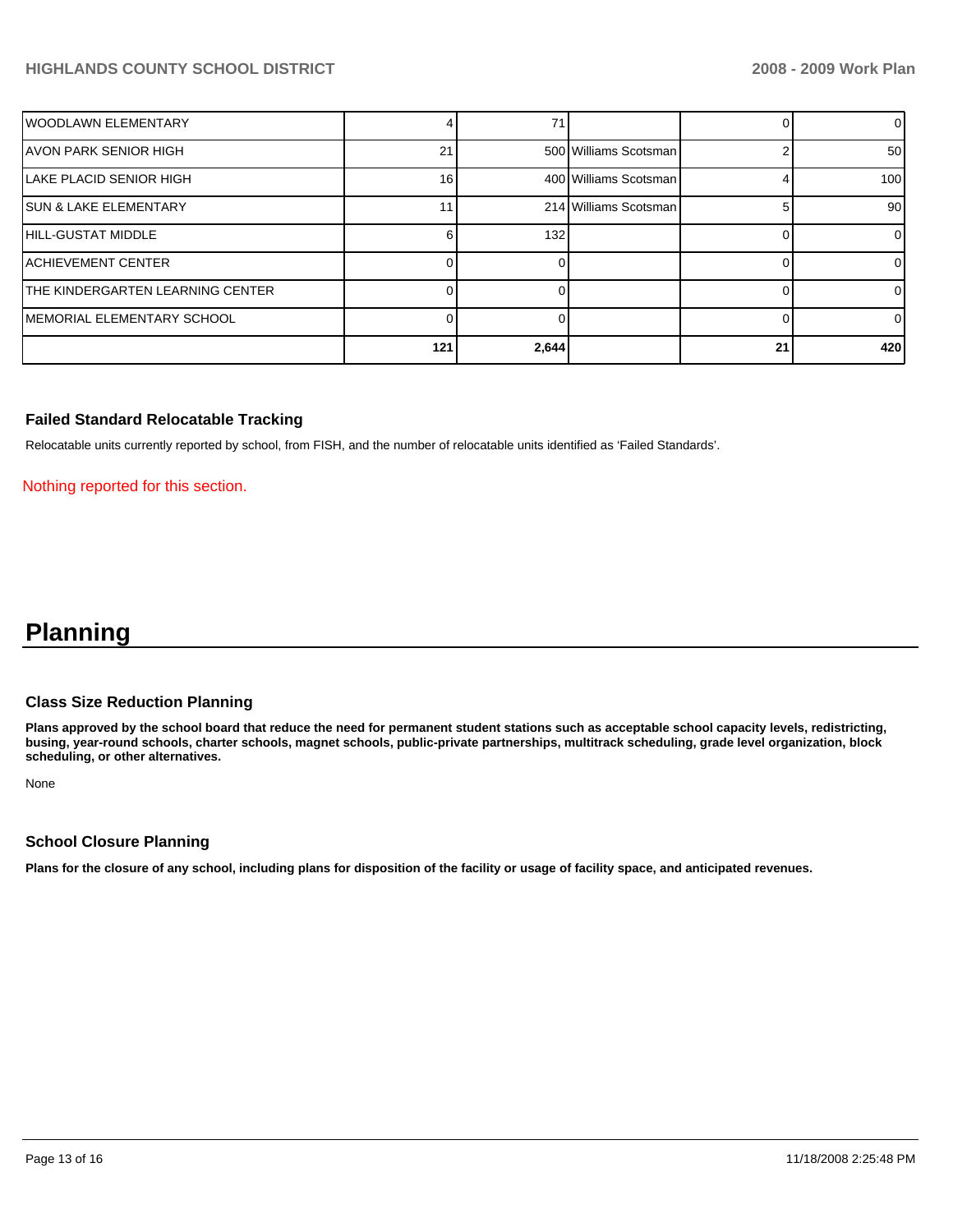| | | | | | |
|---|---|---|---|---|---|
| WOODLAWN ELEMENTARY | 4 | 71 | | 0 | 0 |
| AVON PARK SENIOR HIGH | 21 | 500 | Williams Scotsman | 2 | 50 |
| LAKE PLACID SENIOR HIGH | 16 | 400 | Williams Scotsman | 4 | 100 |
| SUN & LAKE ELEMENTARY | 11 | 214 | Williams Scotsman | 5 | 90 |
| HILL-GUSTAT MIDDLE | 6 | 132 | | 0 | 0 |
| ACHIEVEMENT CENTER | 0 | 0 | | 0 | 0 |
| THE KINDERGARTEN LEARNING CENTER | 0 | 0 | | 0 | 0 |
| MEMORIAL ELEMENTARY SCHOOL | 0 | 0 | | 0 | 0 |
| | **121** | **2,644** | | **21** | **420** |

### Failed Standard Relocatable Tracking

Relocatable units currently reported by school, from FISH, and the number of relocatable units identified as 'Failed Standards'.

Nothing reported for this section.

# Planning

### Class Size Reduction Planning

**Plans approved by the school board that reduce the need for permanent student stations such as acceptable school capacity levels, redistricting, busing, year-round schools, charter schools, magnet schools, public-private partnerships, multitrack scheduling, grade level organization, block scheduling, or other alternatives.**

None

### School Closure Planning

**Plans for the closure of any school, including plans for disposition of the facility or usage of facility space, and anticipated revenues.**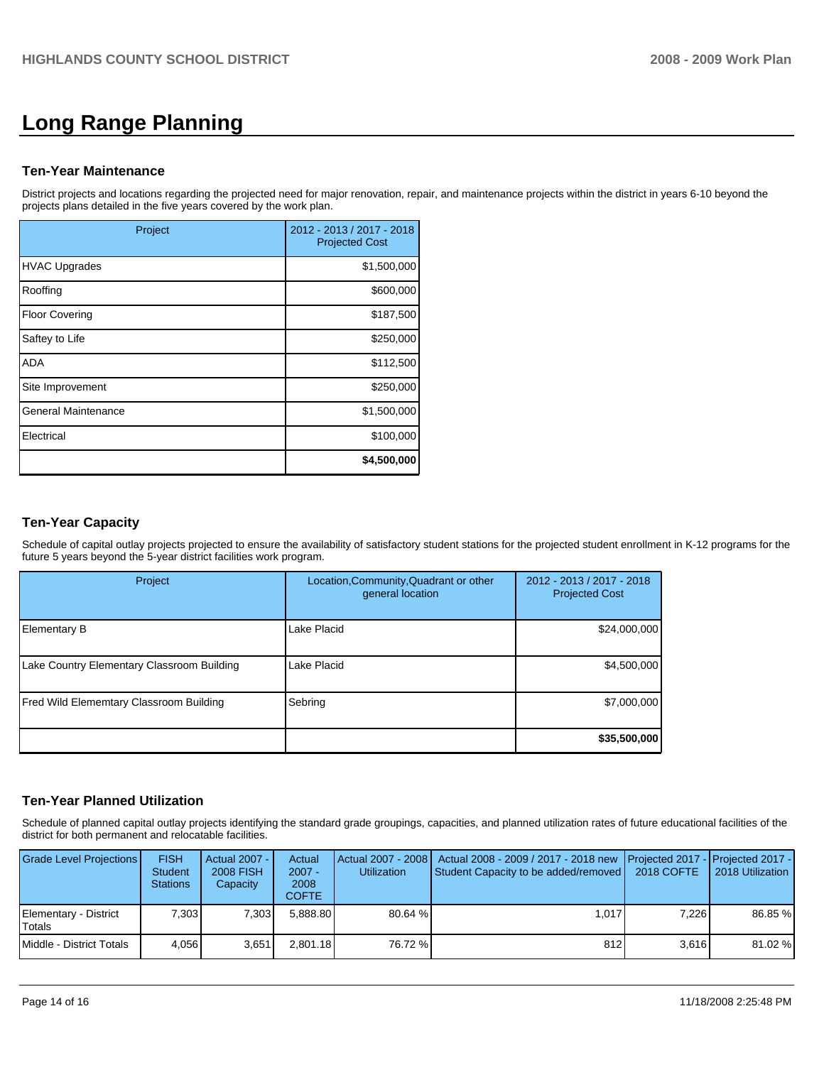# Long Range Planning

### Ten-Year Maintenance

District projects and locations regarding the projected need for major renovation, repair, and maintenance projects within the district in years 6-10 beyond the projects plans detailed in the five years covered by the work plan.

| Project | 2012 - 2013 / 2017 - 2018 Projected Cost |
|---|---|
| HVAC Upgrades | $1,500,000 |
| Roofing | $600,000 |
| Floor Covering | $187,500 |
| Saftey to Life | $250,000 |
| ADA | $112,500 |
| Site Improvement | $250,000 |
| General Maintenance | $1,500,000 |
| Electrical | $100,000 |
| | **$4,500,000** |

### Ten-Year Capacity

Schedule of capital outlay projects projected to ensure the availability of satisfactory student stations for the projected student enrollment in K-12 programs for the future 5 years beyond the 5-year district facilities work program.

| Project | Location,Community,Quadrant or other general location | 2012 - 2013 / 2017 - 2018 Projected Cost |
|---|---|---|
| Elementary B | Lake Placid | $24,000,000 |
| Lake Country Elementary Classroom Building | Lake Placid | $4,500,000 |
| Fred Wild Elememtary Classroom Building | Sebring | $7,000,000 |
| | | **$35,500,000** |

### Ten-Year Planned Utilization

Schedule of planned capital outlay projects identifying the standard grade groupings, capacities, and planned utilization rates of future educational facilities of the district for both permanent and relocatable facilities.

| Grade Level Projections | FISH Student Stations | Actual 2007 - 2008 FISH Capacity | Actual 2007 - 2008 COFTE | Actual 2007 - 2008 Utilization | Actual 2008 - 2009 / 2017 - 2018 new Student Capacity to be added/removed | Projected 2017 - 2018 COFTE | Projected 2017 - 2018 Utilization |
|---|---|---|---|---|---|---|---|
| Elementary - District Totals | 7,303 | 7,303 | 5,888.80 | 80.64 % | 1,017 | 7,226 | 86.85 % |
| Middle - District Totals | 4,056 | 3,651 | 2,801.18 | 76.72 % | 812 | 3,616 | 81.02 % |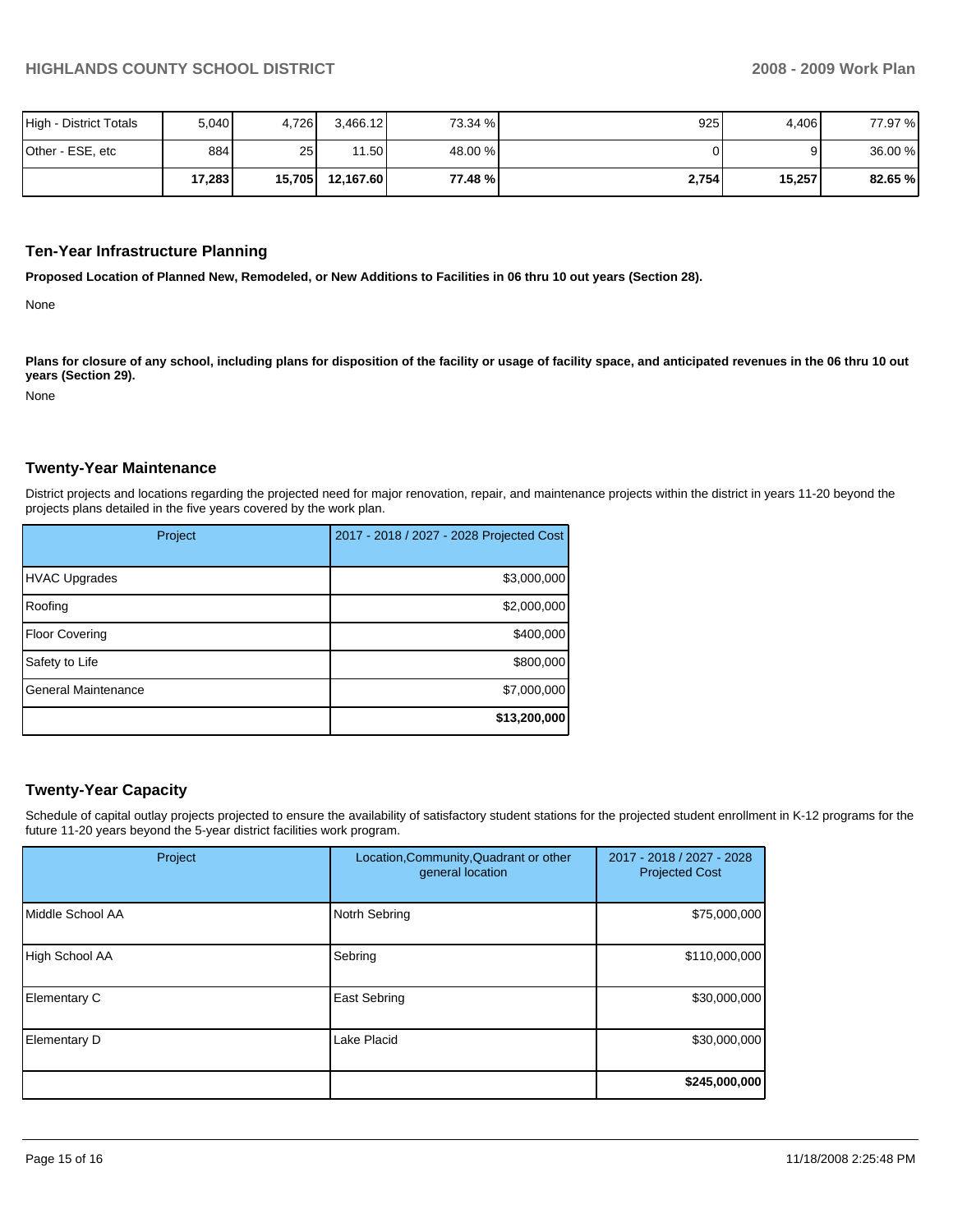| | | | | | | | |
|---|---|---|---|---|---|---|---|
| High - District Totals | 5,040 | 4,726 | 3,466.12 | 73.34 % | 925 | 4,406 | 77.97 % |
| Other - ESE, etc | 884 | 25 | 11.50 | 48.00 % | 0 | 9 | 36.00 % |
| | **17,283** | **15,705** | **12,167.60** | **77.48 %** | **2,754** | **15,257** | **82.65 %** |

## Ten-Year Infrastructure Planning

**Proposed Location of Planned New, Remodeled, or New Additions to Facilities in 06 thru 10 out years (Section 28).**

None

**Plans for closure of any school, including plans for disposition of the facility or usage of facility space, and anticipated revenues in the 06 thru 10 out years (Section 29).**

None

## Twenty-Year Maintenance

District projects and locations regarding the projected need for major renovation, repair, and maintenance projects within the district in years 11-20 beyond the projects plans detailed in the five years covered by the work plan.

| Project | 2017 - 2018 / 2027 - 2028 Projected Cost |
|---|---|
| HVAC Upgrades | $3,000,000 |
| Roofing | $2,000,000 |
| Floor Covering | $400,000 |
| Safety to Life | $800,000 |
| General Maintenance | $7,000,000 |
| | **$13,200,000** |

## Twenty-Year Capacity

Schedule of capital outlay projects projected to ensure the availability of satisfactory student stations for the projected student enrollment in K-12 programs for the future 11-20 years beyond the 5-year district facilities work program.

| Project | Location,Community,Quadrant or other general location | 2017 - 2018 / 2027 - 2028 Projected Cost |
|---|---|---|
| Middle School AA | Notrh Sebring | $75,000,000 |
| High School AA | Sebring | $110,000,000 |
| Elementary C | East Sebring | $30,000,000 |
| Elementary D | Lake Placid | $30,000,000 |
| | | **$245,000,000** |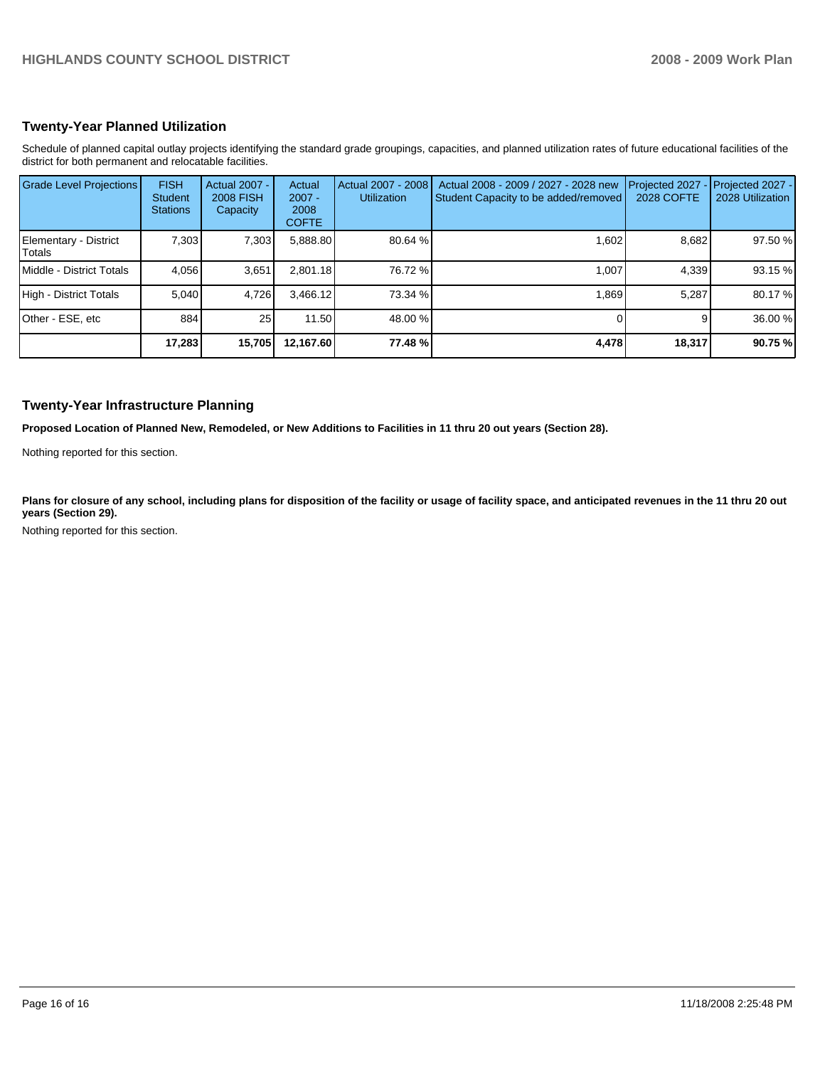## Twenty-Year Planned Utilization

Schedule of planned capital outlay projects identifying the standard grade groupings, capacities, and planned utilization rates of future educational facilities of the district for both permanent and relocatable facilities.

| Grade Level Projections | FISH Student Stations | Actual 2007 - 2008 FISH Capacity | Actual 2007 - 2008 COFTE | Actual 2007 - 2008 Utilization | Actual 2008 - 2009 / 2027 - 2028 new Student Capacity to be added/removed | Projected 2027 - 2028 COFTE | Projected 2027 - 2028 Utilization |
|---|---|---|---|---|---|---|---|
| Elementary - District Totals | 7,303 | 7,303 | 5,888.80 | 80.64 % | 1,602 | 8,682 | 97.50 % |
| Middle - District Totals | 4,056 | 3,651 | 2,801.18 | 76.72 % | 1,007 | 4,339 | 93.15 % |
| High - District Totals | 5,040 | 4,726 | 3,466.12 | 73.34 % | 1,869 | 5,287 | 80.17 % |
| Other - ESE, etc | 884 | 25 | 11.50 | 48.00 % | 0 | 9 | 36.00 % |
| | **17,283** | **15,705** | **12,167.60** | **77.48 %** | **4,478** | **18,317** | **90.75 %** |

## Twenty-Year Infrastructure Planning

**Proposed Location of Planned New, Remodeled, or New Additions to Facilities in 11 thru 20 out years (Section 28).**

Nothing reported for this section.

**Plans for closure of any school, including plans for disposition of the facility or usage of facility space, and anticipated revenues in the 11 thru 20 out years (Section 29).**

Nothing reported for this section.